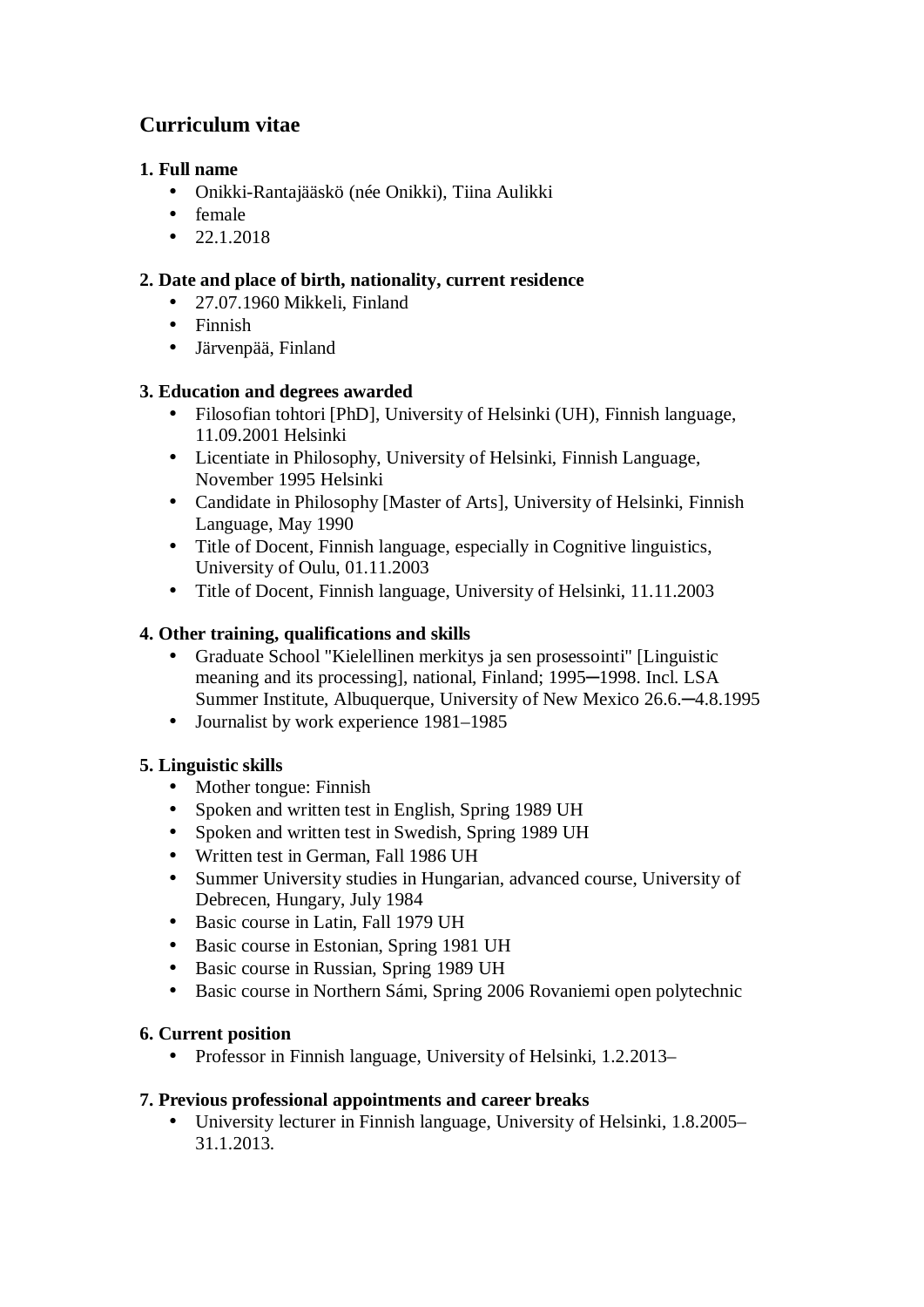# Curriculum vitae

**1. Full name**

- Onikki-Rantajääskö (née Onikki), Tiina Aulikki
- female
- 22.1.2018

**2. Date and place of birth, nationality, current residence**

- 27.07.1960 Mikkeli, Finland
- Finnish
- Järvenpää, Finland

**3. Education and degrees awarded**

- Filosofian tohtori [PhD], University of Helsinki (UH), Finnish language, 11.09.2001 Helsinki
- Licentiate in Philosophy, University of Helsinki, Finnish Language, November 1995 Helsinki
- Candidate in Philosophy [Master of Arts], University of Helsinki, Finnish Language, May 1990
- Title of Docent, Finnish language, especially in Cognitive linguistics, University of Oulu, 01.11.2003
- Title of Docent, Finnish language, University of Helsinki, 11.11.2003

**4. Other training, qualifications and skills**

- Graduate School "Kielellinen merkitys ja sen prosessointi" [Linguistic meaning and its processing], national, Finland; 1995─1998. Incl. LSA Summer Institute, Albuquerque, University of New Mexico 26.6.─4.8.1995
- Journalist by work experience 1981–1985

**5. Linguistic skills**

- Mother tongue: Finnish
- Spoken and written test in English, Spring 1989 UH
- Spoken and written test in Swedish, Spring 1989 UH
- Written test in German, Fall 1986 UH
- Summer University studies in Hungarian, advanced course, University of Debrecen, Hungary, July 1984
- Basic course in Latin, Fall 1979 UH
- Basic course in Estonian, Spring 1981 UH
- Basic course in Russian, Spring 1989 UH
- Basic course in Northern Sámi, Spring 2006 Rovaniemi open polytechnic

**6. Current position**

- Professor in Finnish language, University of Helsinki, 1.2.2013–

**7. Previous professional appointments and career breaks**

- University lecturer in Finnish language, University of Helsinki, 1.8.2005–31.1.2013.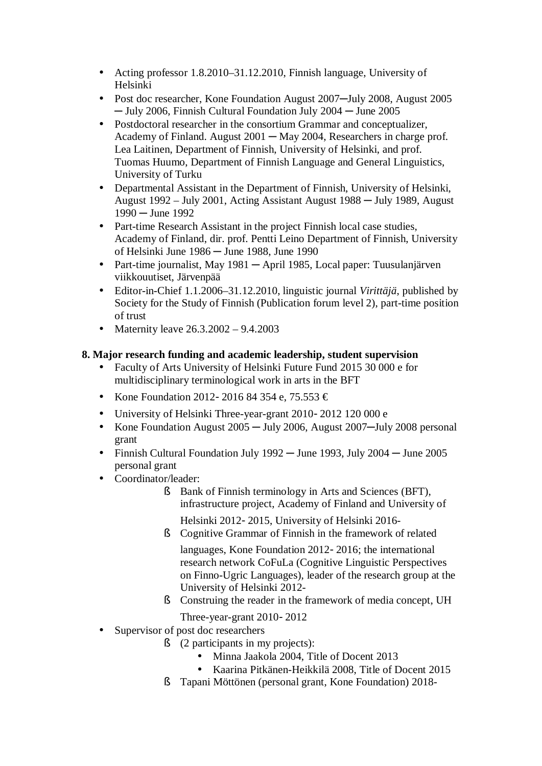- Acting professor 1.8.2010–31.12.2010, Finnish language, University of Helsinki
- Post doc researcher, Kone Foundation August 2007─July 2008, August 2005 ─ July 2006, Finnish Cultural Foundation July 2004 ─ June 2005
- Postdoctoral researcher in the consortium Grammar and conceptualizer, Academy of Finland. August 2001 ─ May 2004, Researchers in charge prof. Lea Laitinen, Department of Finnish, University of Helsinki, and prof. Tuomas Huumo, Department of Finnish Language and General Linguistics, University of Turku
- Departmental Assistant in the Department of Finnish, University of Helsinki, August 1992 – July 2001, Acting Assistant August 1988 ─ July 1989, August 1990 ─ June 1992
- Part-time Research Assistant in the project Finnish local case studies, Academy of Finland, dir. prof. Pentti Leino Department of Finnish, University of Helsinki June 1986 ─ June 1988, June 1990
- Part-time journalist, May 1981 ─ April 1985, Local paper: Tuusulanjärven viikkouutiset, Järvenpää
- Editor-in-Chief 1.1.2006–31.12.2010, linguistic journal *Virittäjä*, published by Society for the Study of Finnish (Publication forum level 2), part-time position of trust
- Maternity leave 26.3.2002 – 9.4.2003

**8. Major research funding and academic leadership, student supervision**

- Faculty of Arts University of Helsinki Future Fund 2015 30 000 e for multidisciplinary terminological work in arts in the BFT
- Kone Foundation 2012- 2016 84 354 e, 75.553 €
- University of Helsinki Three-year-grant 2010- 2012 120 000 e
- Kone Foundation August 2005 ─ July 2006, August 2007─July 2008 personal grant
- Finnish Cultural Foundation July 1992 ─ June 1993, July 2004 ─ June 2005 personal grant
- Coordinator/leader:
  - Bank of Finnish terminology in Arts and Sciences (BFT), infrastructure project, Academy of Finland and University of Helsinki 2012- 2015, University of Helsinki 2016-
  - Cognitive Grammar of Finnish in the framework of related languages, Kone Foundation 2012- 2016; the international research network CoFuLa (Cognitive Linguistic Perspectives on Finno-Ugric Languages), leader of the research group at the University of Helsinki 2012-
  - Construing the reader in the framework of media concept, UH Three-year-grant 2010- 2012
- Supervisor of post doc researchers
  - (2 participants in my projects):
    - Minna Jaakola 2004, Title of Docent 2013
    - Kaarina Pitkänen-Heikkilä 2008, Title of Docent 2015
  - Tapani Möttönen (personal grant, Kone Foundation) 2018-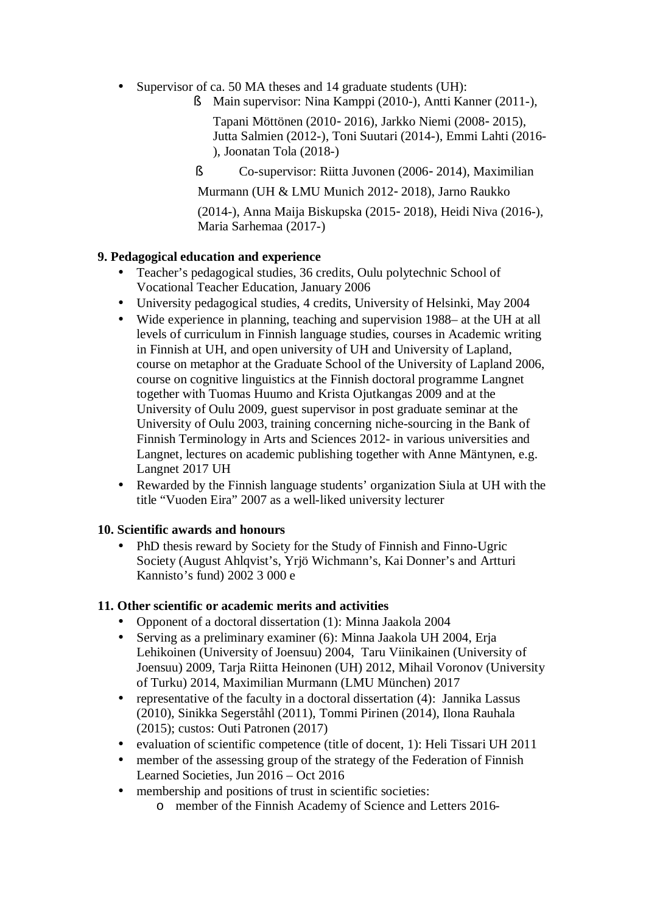- Supervisor of ca. 50 MA theses and 14 graduate students (UH):
  - Main supervisor: Nina Kamppi (2010-), Antti Kanner (2011-), Tapani Möttönen (2010- 2016), Jarkko Niemi (2008- 2015), Jutta Salmien (2012-), Toni Suutari (2014-), Emmi Lahti (2016-), Joonatan Tola (2018-)
  - Co-supervisor: Riitta Juvonen (2006- 2014), Maximilian Murmann (UH & LMU Munich 2012- 2018), Jarno Raukko (2014-), Anna Maija Biskupska (2015- 2018), Heidi Niva (2016-), Maria Sarhemaa (2017-)

**9. Pedagogical education and experience**

- Teacher's pedagogical studies, 36 credits, Oulu polytechnic School of Vocational Teacher Education, January 2006
- University pedagogical studies, 4 credits, University of Helsinki, May 2004
- Wide experience in planning, teaching and supervision 1988– at the UH at all levels of curriculum in Finnish language studies, courses in Academic writing in Finnish at UH, and open university of UH and University of Lapland, course on metaphor at the Graduate School of the University of Lapland 2006, course on cognitive linguistics at the Finnish doctoral programme Langnet together with Tuomas Huumo and Krista Ojutkangas 2009 and at the University of Oulu 2009, guest supervisor in post graduate seminar at the University of Oulu 2003, training concerning niche-sourcing in the Bank of Finnish Terminology in Arts and Sciences 2012- in various universities and Langnet, lectures on academic publishing together with Anne Mäntynen, e.g. Langnet 2017 UH
- Rewarded by the Finnish language students' organization Siula at UH with the title "Vuoden Eira" 2007 as a well-liked university lecturer

**10. Scientific awards and honours**

- PhD thesis reward by Society for the Study of Finnish and Finno-Ugric Society (August Ahlqvist's, Yrjö Wichmann's, Kai Donner's and Artturi Kannisto's fund) 2002 3 000 e

**11. Other scientific or academic merits and activities**

- Opponent of a doctoral dissertation (1): Minna Jaakola 2004
- Serving as a preliminary examiner (6): Minna Jaakola UH 2004, Erja Lehikoinen (University of Joensuu) 2004, Taru Viinikainen (University of Joensuu) 2009, Tarja Riitta Heinonen (UH) 2012, Mihail Voronov (University of Turku) 2014, Maximilian Murmann (LMU München) 2017
- representative of the faculty in a doctoral dissertation (4): Jannika Lassus (2010), Sinikka Segerståhl (2011), Tommi Pirinen (2014), Ilona Rauhala (2015); custos: Outi Patronen (2017)
- evaluation of scientific competence (title of docent, 1): Heli Tissari UH 2011
- member of the assessing group of the strategy of the Federation of Finnish Learned Societies, Jun 2016 – Oct 2016
- membership and positions of trust in scientific societies:
  - member of the Finnish Academy of Science and Letters 2016-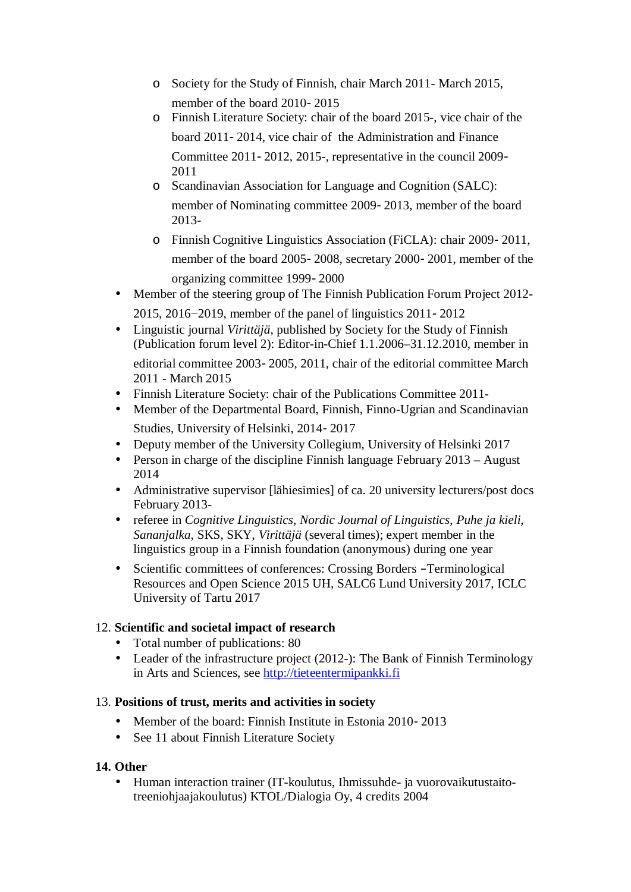- Society for the Study of Finnish, chair March 2011- March 2015, member of the board 2010- 2015
  - Finnish Literature Society: chair of the board 2015-, vice chair of the board 2011- 2014, vice chair of the Administration and Finance Committee 2011- 2012, 2015-, representative in the council 2009- 2011
  - Scandinavian Association for Language and Cognition (SALC): member of Nominating committee 2009- 2013, member of the board 2013-
  - Finnish Cognitive Linguistics Association (FiCLA): chair 2009- 2011, member of the board 2005- 2008, secretary 2000- 2001, member of the organizing committee 1999- 2000
- Member of the steering group of The Finnish Publication Forum Project 2012- 2015, 2016–2019, member of the panel of linguistics 2011- 2012
- Linguistic journal *Virittäjä*, published by Society for the Study of Finnish (Publication forum level 2): Editor-in-Chief 1.1.2006–31.12.2010, member in editorial committee 2003- 2005, 2011, chair of the editorial committee March 2011 - March 2015
- Finnish Literature Society: chair of the Publications Committee 2011-
- Member of the Departmental Board, Finnish, Finno-Ugrian and Scandinavian Studies, University of Helsinki, 2014- 2017
- Deputy member of the University Collegium, University of Helsinki 2017
- Person in charge of the discipline Finnish language February 2013 – August 2014
- Administrative supervisor [lähiesimies] of ca. 20 university lecturers/post docs February 2013-
- referee in *Cognitive Linguistics*, *Nordic Journal of Linguistics*, *Puhe ja kieli*, *Sananjalka*, SKS, SKY, *Virittäjä* (several times); expert member in the linguistics group in a Finnish foundation (anonymous) during one year
- Scientific committees of conferences: Crossing Borders –Terminological Resources and Open Science 2015 UH, SALC6 Lund University 2017, ICLC University of Tartu 2017

12. **Scientific and societal impact of research**
    - Total number of publications: 80
    - Leader of the infrastructure project (2012-): The Bank of Finnish Terminology in Arts and Sciences, see http://tieteentermipankki.fi

13. **Positions of trust, merits and activities in society**
    - Member of the board: Finnish Institute in Estonia 2010- 2013
    - See 11 about Finnish Literature Society

**14. Other**

- Human interaction trainer (IT-koulutus, Ihmissuhde- ja vuorovaikutustaito-treeniohjaajakoulutus) KTOL/Dialogia Oy, 4 credits 2004